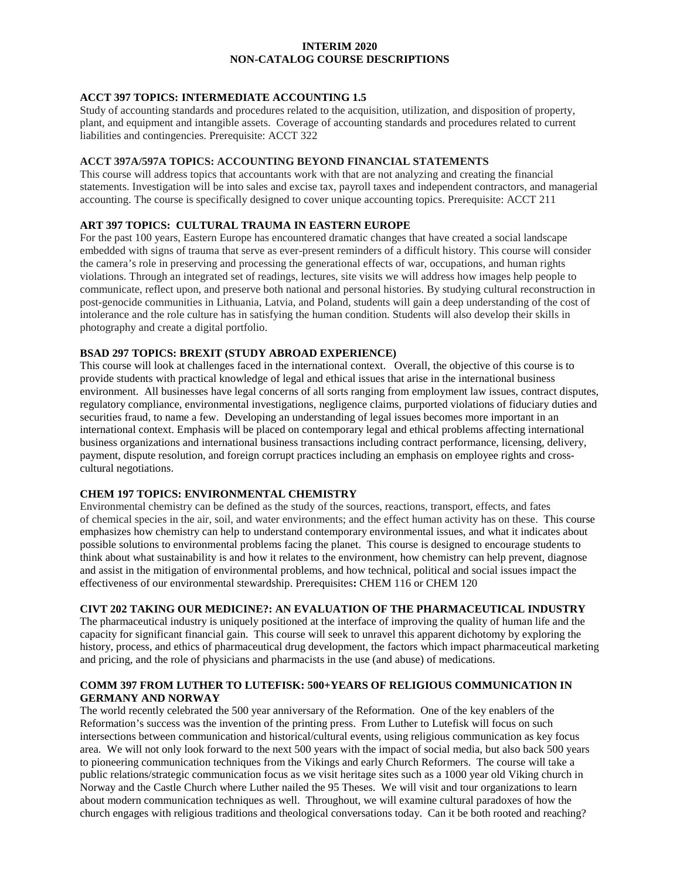# INTERIM 2020
# NON-CATALOG COURSE DESCRIPTIONS

### ACCT 397 TOPICS: INTERMEDIATE ACCOUNTING 1.5

Study of accounting standards and procedures related to the acquisition, utilization, and disposition of property, plant, and equipment and intangible assets. Coverage of accounting standards and procedures related to current liabilities and contingencies. Prerequisite: ACCT 322

### ACCT 397A/597A TOPICS: ACCOUNTING BEYOND FINANCIAL STATEMENTS

This course will address topics that accountants work with that are not analyzing and creating the financial statements. Investigation will be into sales and excise tax, payroll taxes and independent contractors, and managerial accounting. The course is specifically designed to cover unique accounting topics. Prerequisite: ACCT 211

### ART 397 TOPICS: CULTURAL TRAUMA IN EASTERN EUROPE

For the past 100 years, Eastern Europe has encountered dramatic changes that have created a social landscape embedded with signs of trauma that serve as ever-present reminders of a difficult history. This course will consider the camera's role in preserving and processing the generational effects of war, occupations, and human rights violations. Through an integrated set of readings, lectures, site visits we will address how images help people to communicate, reflect upon, and preserve both national and personal histories. By studying cultural reconstruction in post-genocide communities in Lithuania, Latvia, and Poland, students will gain a deep understanding of the cost of intolerance and the role culture has in satisfying the human condition. Students will also develop their skills in photography and create a digital portfolio.

### BSAD 297 TOPICS: BREXIT (STUDY ABROAD EXPERIENCE)

This course will look at challenges faced in the international context. Overall, the objective of this course is to provide students with practical knowledge of legal and ethical issues that arise in the international business environment. All businesses have legal concerns of all sorts ranging from employment law issues, contract disputes, regulatory compliance, environmental investigations, negligence claims, purported violations of fiduciary duties and securities fraud, to name a few. Developing an understanding of legal issues becomes more important in an international context. Emphasis will be placed on contemporary legal and ethical problems affecting international business organizations and international business transactions including contract performance, licensing, delivery, payment, dispute resolution, and foreign corrupt practices including an emphasis on employee rights and cross-cultural negotiations.

### CHEM 197 TOPICS: ENVIRONMENTAL CHEMISTRY

Environmental chemistry can be defined as the study of the sources, reactions, transport, effects, and fates of chemical species in the air, soil, and water environments; and the effect human activity has on these. This course emphasizes how chemistry can help to understand contemporary environmental issues, and what it indicates about possible solutions to environmental problems facing the planet. This course is designed to encourage students to think about what sustainability is and how it relates to the environment, how chemistry can help prevent, diagnose and assist in the mitigation of environmental problems, and how technical, political and social issues impact the effectiveness of our environmental stewardship. Prerequisites**:** CHEM 116 or CHEM 120

### CIVT 202 TAKING OUR MEDICINE?: AN EVALUATION OF THE PHARMACEUTICAL INDUSTRY

The pharmaceutical industry is uniquely positioned at the interface of improving the quality of human life and the capacity for significant financial gain. This course will seek to unravel this apparent dichotomy by exploring the history, process, and ethics of pharmaceutical drug development, the factors which impact pharmaceutical marketing and pricing, and the role of physicians and pharmacists in the use (and abuse) of medications.

### COMM 397 FROM LUTHER TO LUTEFISK: 500+YEARS OF RELIGIOUS COMMUNICATION IN GERMANY AND NORWAY

The world recently celebrated the 500 year anniversary of the Reformation. One of the key enablers of the Reformation's success was the invention of the printing press. From Luther to Lutefisk will focus on such intersections between communication and historical/cultural events, using religious communication as key focus area. We will not only look forward to the next 500 years with the impact of social media, but also back 500 years to pioneering communication techniques from the Vikings and early Church Reformers. The course will take a public relations/strategic communication focus as we visit heritage sites such as a 1000 year old Viking church in Norway and the Castle Church where Luther nailed the 95 Theses. We will visit and tour organizations to learn about modern communication techniques as well. Throughout, we will examine cultural paradoxes of how the church engages with religious traditions and theological conversations today. Can it be both rooted and reaching?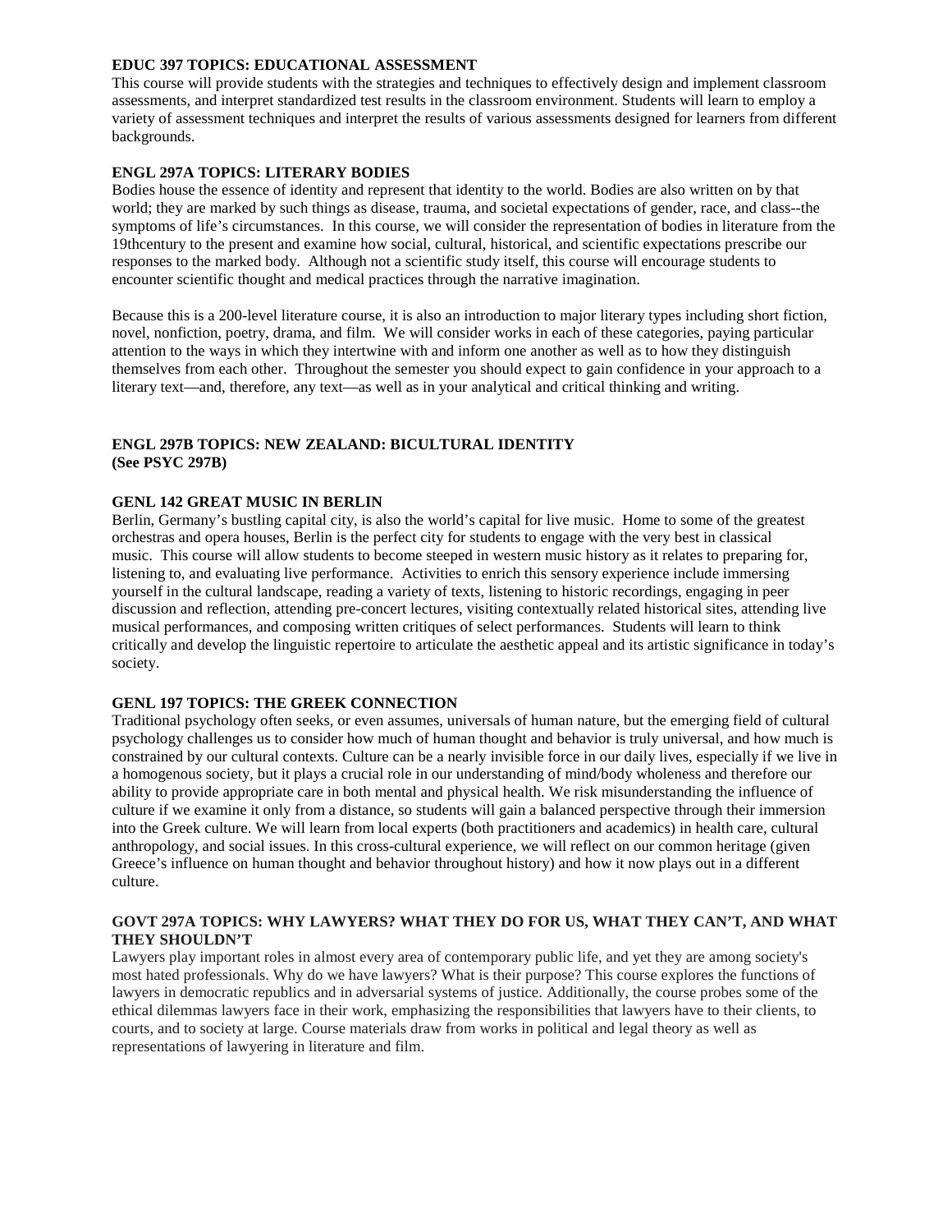**EDUC 397 TOPICS: EDUCATIONAL ASSESSMENT**

This course will provide students with the strategies and techniques to effectively design and implement classroom assessments, and interpret standardized test results in the classroom environment. Students will learn to employ a variety of assessment techniques and interpret the results of various assessments designed for learners from different backgrounds.

**ENGL 297A TOPICS: LITERARY BODIES**

Bodies house the essence of identity and represent that identity to the world. Bodies are also written on by that world; they are marked by such things as disease, trauma, and societal expectations of gender, race, and class--the symptoms of life's circumstances. In this course, we will consider the representation of bodies in literature from the 19thcentury to the present and examine how social, cultural, historical, and scientific expectations prescribe our responses to the marked body. Although not a scientific study itself, this course will encourage students to encounter scientific thought and medical practices through the narrative imagination.

Because this is a 200-level literature course, it is also an introduction to major literary types including short fiction, novel, nonfiction, poetry, drama, and film. We will consider works in each of these categories, paying particular attention to the ways in which they intertwine with and inform one another as well as to how they distinguish themselves from each other. Throughout the semester you should expect to gain confidence in your approach to a literary text—and, therefore, any text—as well as in your analytical and critical thinking and writing.

**ENGL 297B TOPICS: NEW ZEALAND: BICULTURAL IDENTITY**
**(See PSYC 297B)**

**GENL 142 GREAT MUSIC IN BERLIN**

Berlin, Germany's bustling capital city, is also the world's capital for live music. Home to some of the greatest orchestras and opera houses, Berlin is the perfect city for students to engage with the very best in classical music. This course will allow students to become steeped in western music history as it relates to preparing for, listening to, and evaluating live performance. Activities to enrich this sensory experience include immersing yourself in the cultural landscape, reading a variety of texts, listening to historic recordings, engaging in peer discussion and reflection, attending pre-concert lectures, visiting contextually related historical sites, attending live musical performances, and composing written critiques of select performances. Students will learn to think critically and develop the linguistic repertoire to articulate the aesthetic appeal and its artistic significance in today's society.

**GENL 197 TOPICS: THE GREEK CONNECTION**

Traditional psychology often seeks, or even assumes, universals of human nature, but the emerging field of cultural psychology challenges us to consider how much of human thought and behavior is truly universal, and how much is constrained by our cultural contexts. Culture can be a nearly invisible force in our daily lives, especially if we live in a homogenous society, but it plays a crucial role in our understanding of mind/body wholeness and therefore our ability to provide appropriate care in both mental and physical health. We risk misunderstanding the influence of culture if we examine it only from a distance, so students will gain a balanced perspective through their immersion into the Greek culture. We will learn from local experts (both practitioners and academics) in health care, cultural anthropology, and social issues. In this cross-cultural experience, we will reflect on our common heritage (given Greece's influence on human thought and behavior throughout history) and how it now plays out in a different culture.

**GOVT 297A TOPICS: WHY LAWYERS? WHAT THEY DO FOR US, WHAT THEY CAN'T, AND WHAT THEY SHOULDN'T**

Lawyers play important roles in almost every area of contemporary public life, and yet they are among society's most hated professionals. Why do we have lawyers? What is their purpose? This course explores the functions of lawyers in democratic republics and in adversarial systems of justice. Additionally, the course probes some of the ethical dilemmas lawyers face in their work, emphasizing the responsibilities that lawyers have to their clients, to courts, and to society at large. Course materials draw from works in political and legal theory as well as representations of lawyering in literature and film.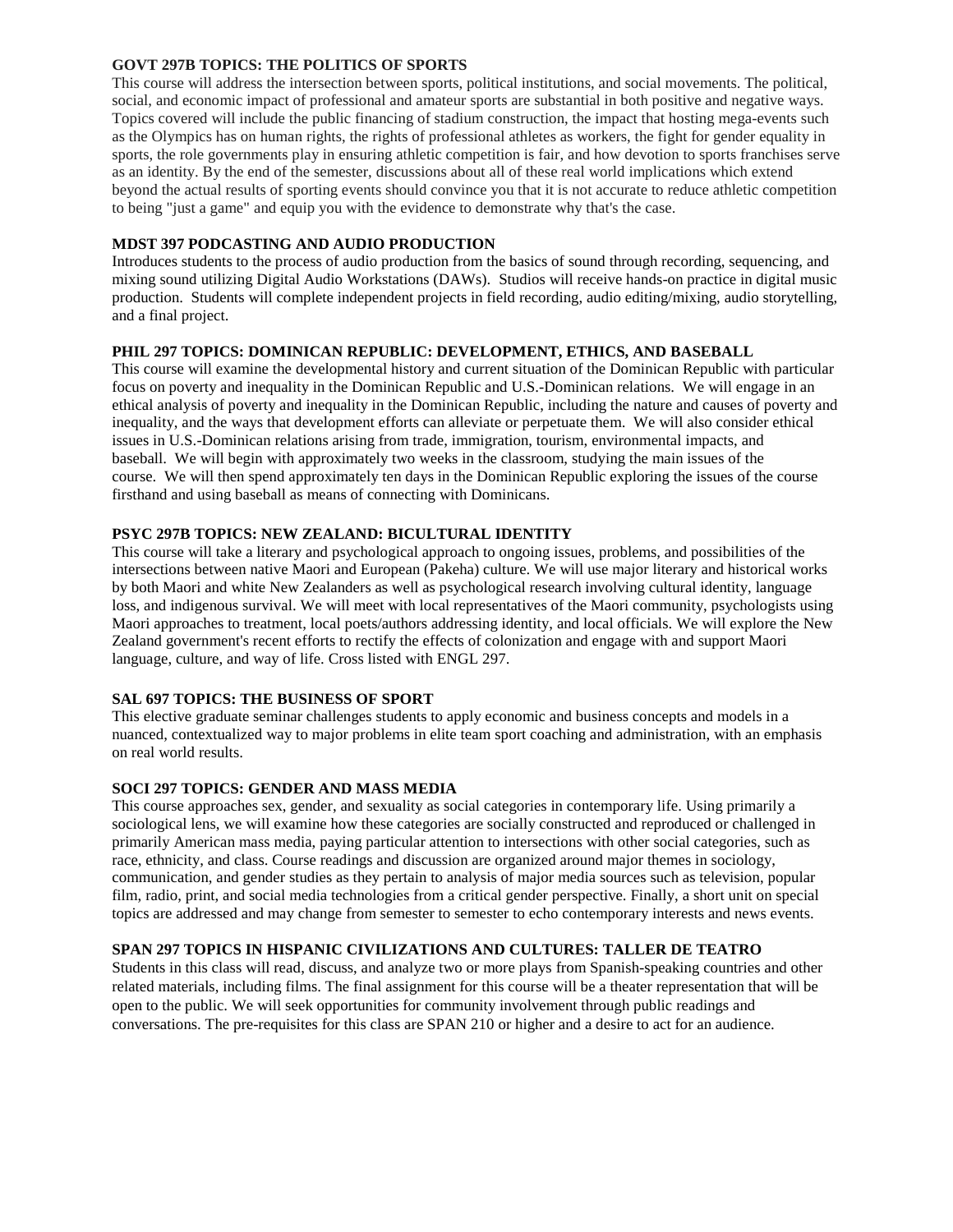**GOVT 297B TOPICS: THE POLITICS OF SPORTS**

This course will address the intersection between sports, political institutions, and social movements. The political, social, and economic impact of professional and amateur sports are substantial in both positive and negative ways. Topics covered will include the public financing of stadium construction, the impact that hosting mega-events such as the Olympics has on human rights, the rights of professional athletes as workers, the fight for gender equality in sports, the role governments play in ensuring athletic competition is fair, and how devotion to sports franchises serve as an identity. By the end of the semester, discussions about all of these real world implications which extend beyond the actual results of sporting events should convince you that it is not accurate to reduce athletic competition to being "just a game" and equip you with the evidence to demonstrate why that's the case.

**MDST 397 PODCASTING AND AUDIO PRODUCTION**

Introduces students to the process of audio production from the basics of sound through recording, sequencing, and mixing sound utilizing Digital Audio Workstations (DAWs). Studios will receive hands-on practice in digital music production. Students will complete independent projects in field recording, audio editing/mixing, audio storytelling, and a final project.

**PHIL 297 TOPICS: DOMINICAN REPUBLIC: DEVELOPMENT, ETHICS, AND BASEBALL**

This course will examine the developmental history and current situation of the Dominican Republic with particular focus on poverty and inequality in the Dominican Republic and U.S.-Dominican relations. We will engage in an ethical analysis of poverty and inequality in the Dominican Republic, including the nature and causes of poverty and inequality, and the ways that development efforts can alleviate or perpetuate them. We will also consider ethical issues in U.S.-Dominican relations arising from trade, immigration, tourism, environmental impacts, and baseball. We will begin with approximately two weeks in the classroom, studying the main issues of the course. We will then spend approximately ten days in the Dominican Republic exploring the issues of the course firsthand and using baseball as means of connecting with Dominicans.

**PSYC 297B TOPICS: NEW ZEALAND: BICULTURAL IDENTITY**

This course will take a literary and psychological approach to ongoing issues, problems, and possibilities of the intersections between native Maori and European (Pakeha) culture. We will use major literary and historical works by both Maori and white New Zealanders as well as psychological research involving cultural identity, language loss, and indigenous survival. We will meet with local representatives of the Maori community, psychologists using Maori approaches to treatment, local poets/authors addressing identity, and local officials. We will explore the New Zealand government's recent efforts to rectify the effects of colonization and engage with and support Maori language, culture, and way of life. Cross listed with ENGL 297.

**SAL 697 TOPICS: THE BUSINESS OF SPORT**

This elective graduate seminar challenges students to apply economic and business concepts and models in a nuanced, contextualized way to major problems in elite team sport coaching and administration, with an emphasis on real world results.

**SOCI 297 TOPICS: GENDER AND MASS MEDIA**

This course approaches sex, gender, and sexuality as social categories in contemporary life. Using primarily a sociological lens, we will examine how these categories are socially constructed and reproduced or challenged in primarily American mass media, paying particular attention to intersections with other social categories, such as race, ethnicity, and class. Course readings and discussion are organized around major themes in sociology, communication, and gender studies as they pertain to analysis of major media sources such as television, popular film, radio, print, and social media technologies from a critical gender perspective. Finally, a short unit on special topics are addressed and may change from semester to semester to echo contemporary interests and news events.

**SPAN 297 TOPICS IN HISPANIC CIVILIZATIONS AND CULTURES: TALLER DE TEATRO**

Students in this class will read, discuss, and analyze two or more plays from Spanish-speaking countries and other related materials, including films. The final assignment for this course will be a theater representation that will be open to the public. We will seek opportunities for community involvement through public readings and conversations. The pre-requisites for this class are SPAN 210 or higher and a desire to act for an audience.